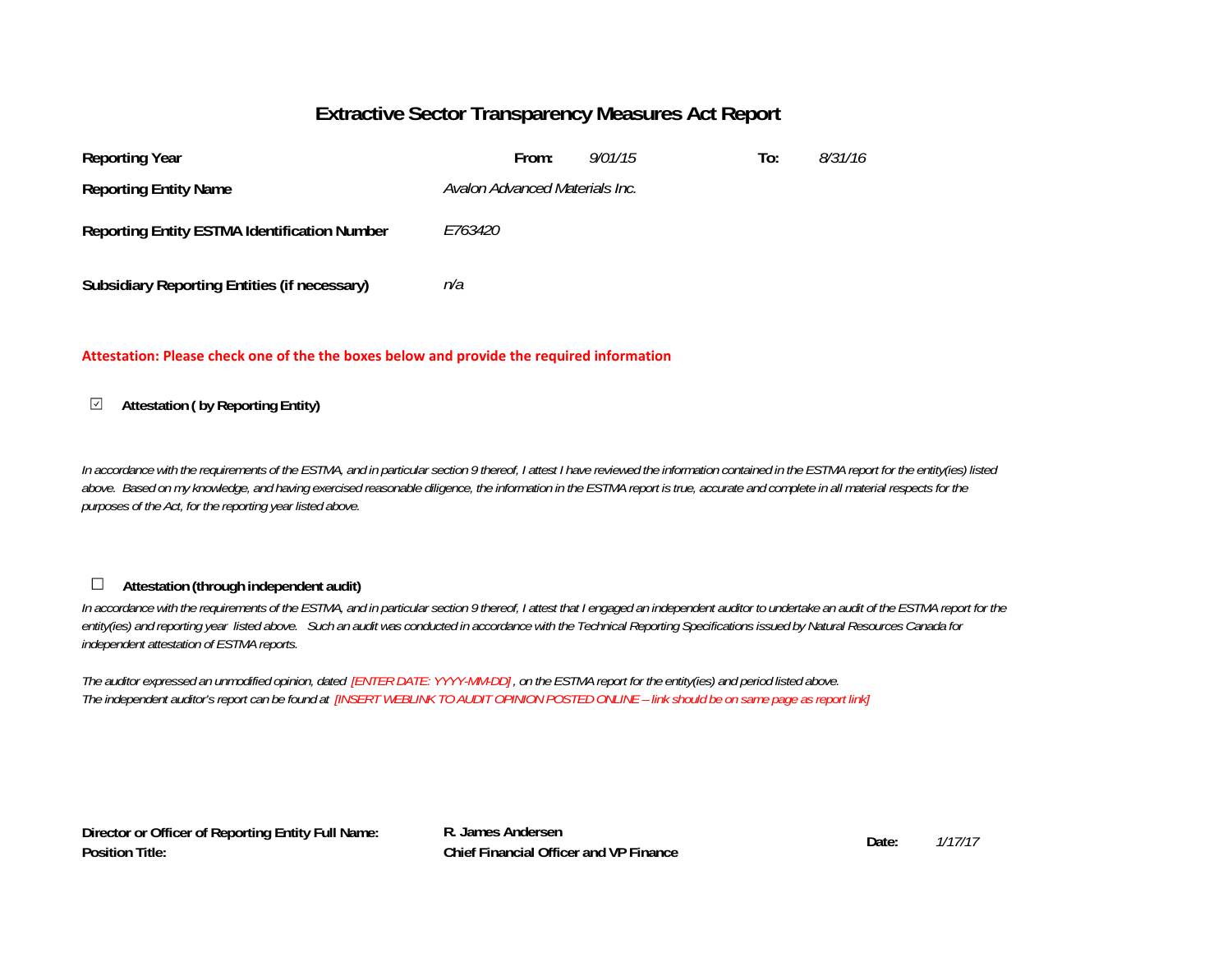# Extractive Sector Transparency Measures Act Report

| | | | | |
|---|---|---|---|---|
| **Reporting Year** | **From:** | *9/01/15* | **To:** | *8/31/16* |
| **Reporting Entity Name** | *Avalon Advanced Materials Inc.* | | | |
| **Reporting Entity ESTMA Identification Number** | *E763420* | | | |
| **Subsidiary Reporting Entities (if necessary)** | *n/a* | | | |

**Attestation: Please check one of the the boxes below and provide the required information**

☑ **Attestation ( by Reporting Entity)**

*In accordance with the requirements of the ESTMA, and in particular section 9 thereof, I attest I have reviewed the information contained in the ESTMA report for the entity(ies) listed above. Based on my knowledge, and having exercised reasonable diligence, the information in the ESTMA report is true, accurate and complete in all material respects for the purposes of the Act, for the reporting year listed above.*

☐ **Attestation (through independent audit)**

*In accordance with the requirements of the ESTMA, and in particular section 9 thereof, I attest that I engaged an independent auditor to undertake an audit of the ESTMA report for the entity(ies) and reporting year listed above. Such an audit was conducted in accordance with the Technical Reporting Specifications issued by Natural Resources Canada for independent attestation of ESTMA reports.*

*The auditor expressed an unmodified opinion, dated [ENTER DATE: YYYY-MM-DD] , on the ESTMA report for the entity(ies) and period listed above.*
*The independent auditor's report can be found at [INSERT WEBLINK TO AUDIT OPINION POSTED ONLINE – link should be on same page as report link]*

| | | | |
|---|---|---|---|
| **Director or Officer of Reporting Entity Full Name:** | **R. James Andersen** | **Date:** | *1/17/17* |
| **Position Title:** | **Chief Financial Officer and VP Finance** | | |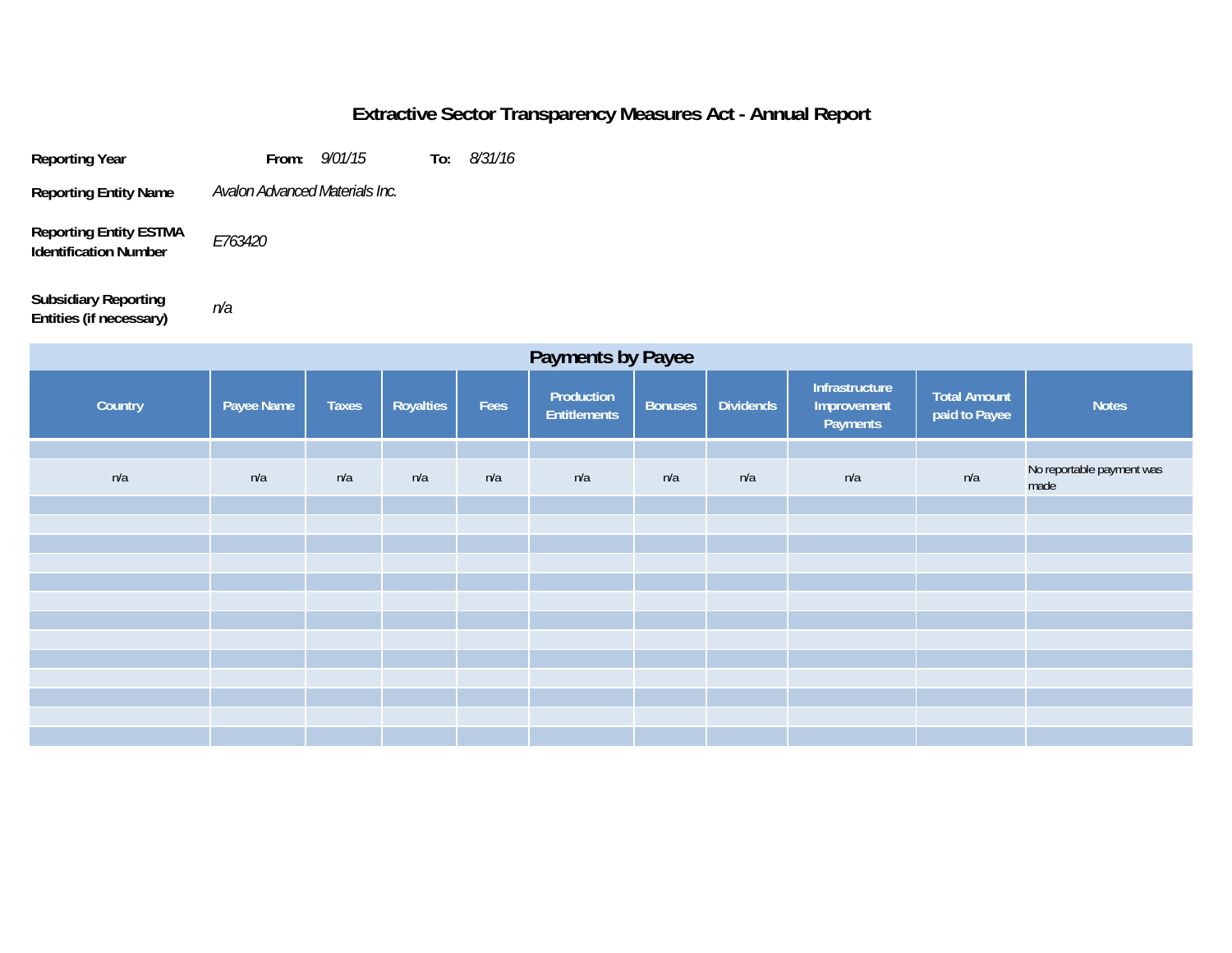# Extractive Sector Transparency Measures Act - Annual Report

**Reporting Year** **From:** *9/01/15* **To:** *8/31/16*

**Reporting Entity Name** *Avalon Advanced Materials Inc.*

**Reporting Entity ESTMA Identification Number** *E763420*

**Subsidiary Reporting Entities (if necessary)** *n/a*

## Payments by Payee

| Country | Payee Name | Taxes | Royalties | Fees | Production Entitlements | Bonuses | Dividends | Infrastructure Improvement Payments | Total Amount paid to Payee | Notes |
|---|---|---|---|---|---|---|---|---|---|---|
| n/a | n/a | n/a | n/a | n/a | n/a | n/a | n/a | n/a | n/a | No reportable payment was made |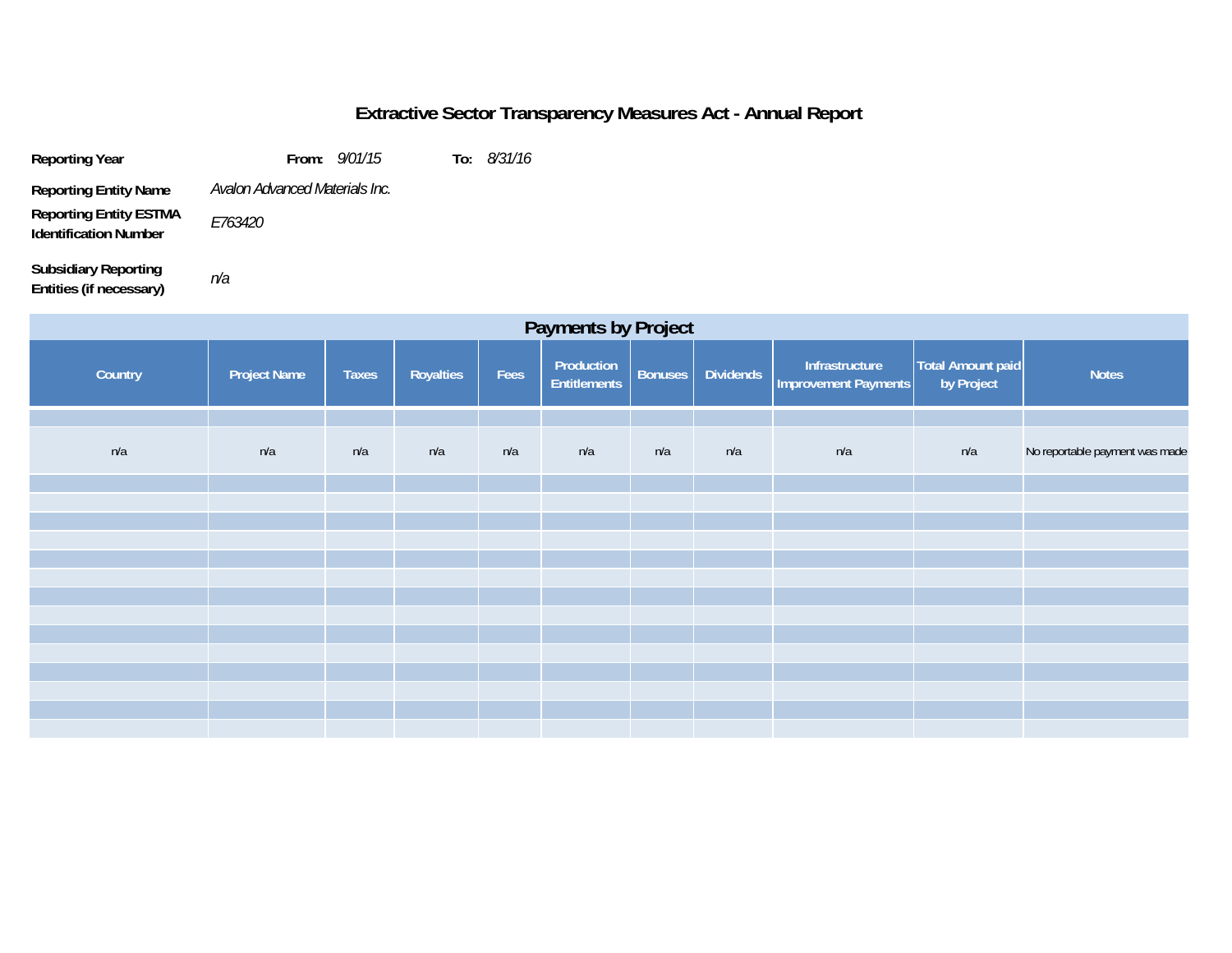# Extractive Sector Transparency Measures Act - Annual Report

**Reporting Year** **From:** *9/01/15* **To:** *8/31/16*

**Reporting Entity Name** *Avalon Advanced Materials Inc.*

**Reporting Entity ESTMA Identification Number** *E763420*

**Subsidiary Reporting Entities (if necessary)** *n/a*

## Payments by Project

| Country | Project Name | Taxes | Royalties | Fees | Production Entitlements | Bonuses | Dividends | Infrastructure Improvement Payments | Total Amount paid by Project | Notes |
|---|---|---|---|---|---|---|---|---|---|---|
| n/a | n/a | n/a | n/a | n/a | n/a | n/a | n/a | n/a | n/a | No reportable payment was made |